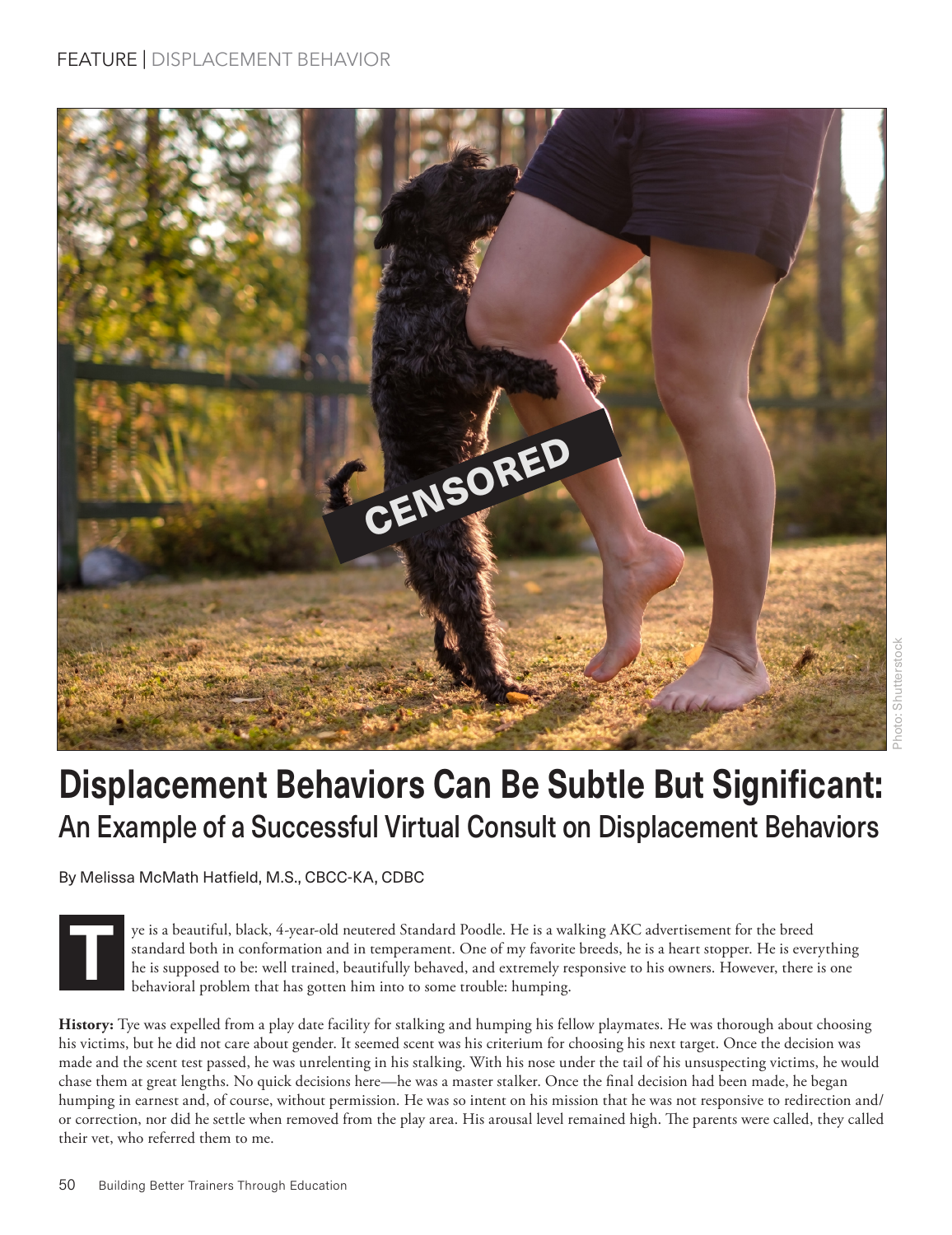# Displacement Behaviors Can Be Subtle But Significant:

## An Example of a Successful Virtual Consult on Displacement Behaviors

By Melissa McMath Hatfield, M.S., CBCC-KA, CDBC

Tye is a beautiful, black, 4-year-old neutered Standard Poodle. He is a walking AKC advertisement for the breed standard both in conformation and in temperament. One of my favorite breeds, he is a heart stopper. He is everything he is supposed to be: well trained, beautifully behaved, and extremely responsive to his owners. However, there is one behavioral problem that has gotten him into to some trouble: humping.

**History:** Tye was expelled from a play date facility for stalking and humping his fellow playmates. He was thorough about choosing his victims, but he did not care about gender. It seemed scent was his criterium for choosing his next target. Once the decision was made and the scent test passed, he was unrelenting in his stalking. With his nose under the tail of his unsuspecting victims, he would chase them at great lengths. No quick decisions here—he was a master stalker. Once the final decision had been made, he began humping in earnest and, of course, without permission. He was so intent on his mission that he was not responsive to redirection and/or correction, nor did he settle when removed from the play area. His arousal level remained high. The parents were called, they called their vet, who referred them to me.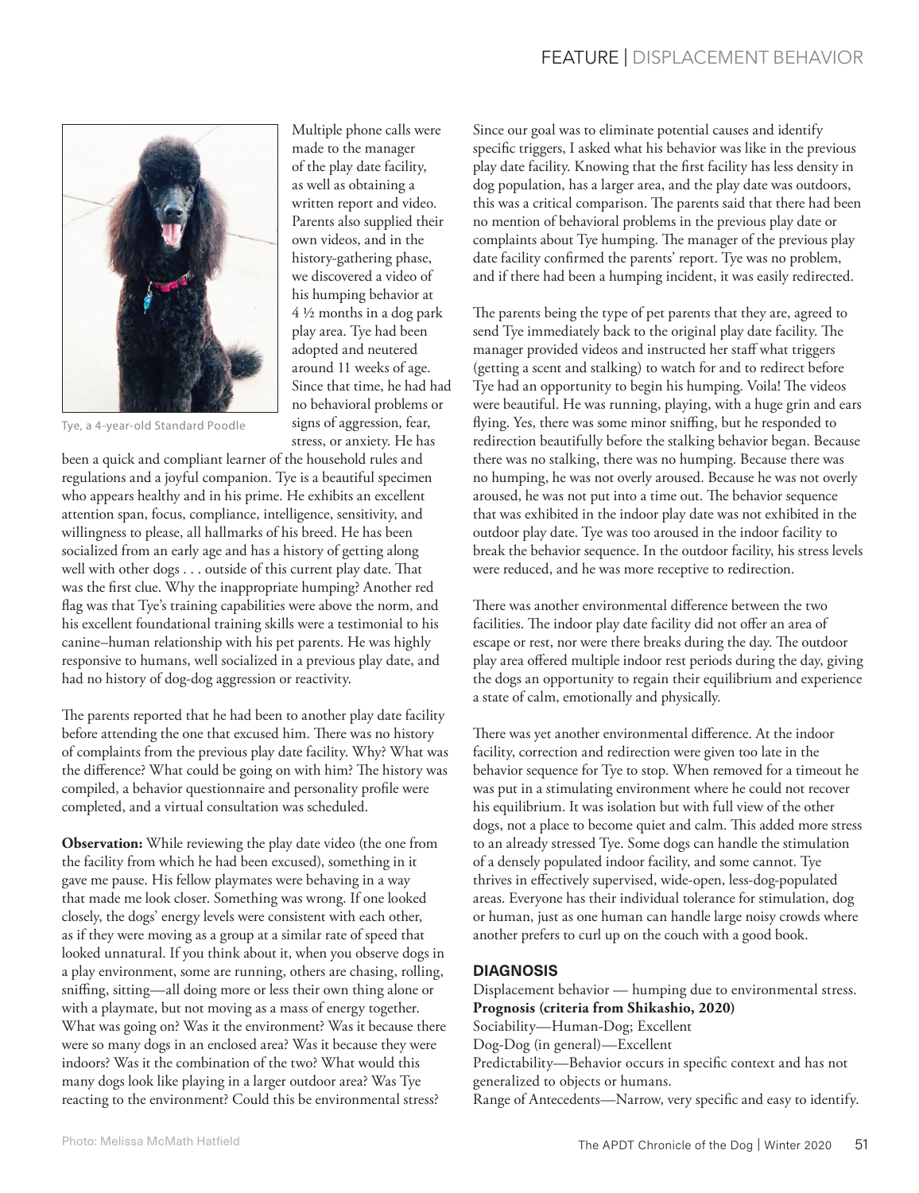Multiple phone calls were made to the manager of the play date facility, as well as obtaining a written report and video. Parents also supplied their own videos, and in the history-gathering phase, we discovered a video of his humping behavior at 4 ½ months in a dog park play area. Tye had been adopted and neutered around 11 weeks of age. Since that time, he had had no behavioral problems or signs of aggression, fear, stress, or anxiety. He has been a quick and compliant learner of the household rules and regulations and a joyful companion. Tye is a beautiful specimen who appears healthy and in his prime. He exhibits an excellent attention span, focus, compliance, intelligence, sensitivity, and willingness to please, all hallmarks of his breed. He has been socialized from an early age and has a history of getting along well with other dogs . . . outside of this current play date. That was the first clue. Why the inappropriate humping? Another red flag was that Tye's training capabilities were above the norm, and his excellent foundational training skills were a testimonial to his canine–human relationship with his pet parents. He was highly responsive to humans, well socialized in a previous play date, and had no history of dog-dog aggression or reactivity.

Tye, a 4-year-old Standard Poodle

The parents reported that he had been to another play date facility before attending the one that excused him. There was no history of complaints from the previous play date facility. Why? What was the difference? What could be going on with him? The history was compiled, a behavior questionnaire and personality profile were completed, and a virtual consultation was scheduled.

**Observation:** While reviewing the play date video (the one from the facility from which he had been excused), something in it gave me pause. His fellow playmates were behaving in a way that made me look closer. Something was wrong. If one looked closely, the dogs' energy levels were consistent with each other, as if they were moving as a group at a similar rate of speed that looked unnatural. If you think about it, when you observe dogs in a play environment, some are running, others are chasing, rolling, sniffing, sitting—all doing more or less their own thing alone or with a playmate, but not moving as a mass of energy together. What was going on? Was it the environment? Was it because there were so many dogs in an enclosed area? Was it because they were indoors? Was it the combination of the two? What would this many dogs look like playing in a larger outdoor area? Was Tye reacting to the environment? Could this be environmental stress?

Since our goal was to eliminate potential causes and identify specific triggers, I asked what his behavior was like in the previous play date facility. Knowing that the first facility has less density in dog population, has a larger area, and the play date was outdoors, this was a critical comparison. The parents said that there had been no mention of behavioral problems in the previous play date or complaints about Tye humping. The manager of the previous play date facility confirmed the parents' report. Tye was no problem, and if there had been a humping incident, it was easily redirected.

The parents being the type of pet parents that they are, agreed to send Tye immediately back to the original play date facility. The manager provided videos and instructed her staff what triggers (getting a scent and stalking) to watch for and to redirect before Tye had an opportunity to begin his humping. Voila! The videos were beautiful. He was running, playing, with a huge grin and ears flying. Yes, there was some minor sniffing, but he responded to redirection beautifully before the stalking behavior began. Because there was no stalking, there was no humping. Because there was no humping, he was not overly aroused. Because he was not overly aroused, he was not put into a time out. The behavior sequence that was exhibited in the indoor play date was not exhibited in the outdoor play date. Tye was too aroused in the indoor facility to break the behavior sequence. In the outdoor facility, his stress levels were reduced, and he was more receptive to redirection.

There was another environmental difference between the two facilities. The indoor play date facility did not offer an area of escape or rest, nor were there breaks during the day. The outdoor play area offered multiple indoor rest periods during the day, giving the dogs an opportunity to regain their equilibrium and experience a state of calm, emotionally and physically.

There was yet another environmental difference. At the indoor facility, correction and redirection were given too late in the behavior sequence for Tye to stop. When removed for a timeout he was put in a stimulating environment where he could not recover his equilibrium. It was isolation but with full view of the other dogs, not a place to become quiet and calm. This added more stress to an already stressed Tye. Some dogs can handle the stimulation of a densely populated indoor facility, and some cannot. Tye thrives in effectively supervised, wide-open, less-dog-populated areas. Everyone has their individual tolerance for stimulation, dog or human, just as one human can handle large noisy crowds where another prefers to curl up on the couch with a good book.

## DIAGNOSIS

Displacement behavior — humping due to environmental stress.

**Prognosis (criteria from Shikashio, 2020)**

Sociability—Human-Dog; Excellent

Dog-Dog (in general)—Excellent

Predictability—Behavior occurs in specific context and has not generalized to objects or humans.

Range of Antecedents—Narrow, very specific and easy to identify.

Photo: Melissa McMath Hatfield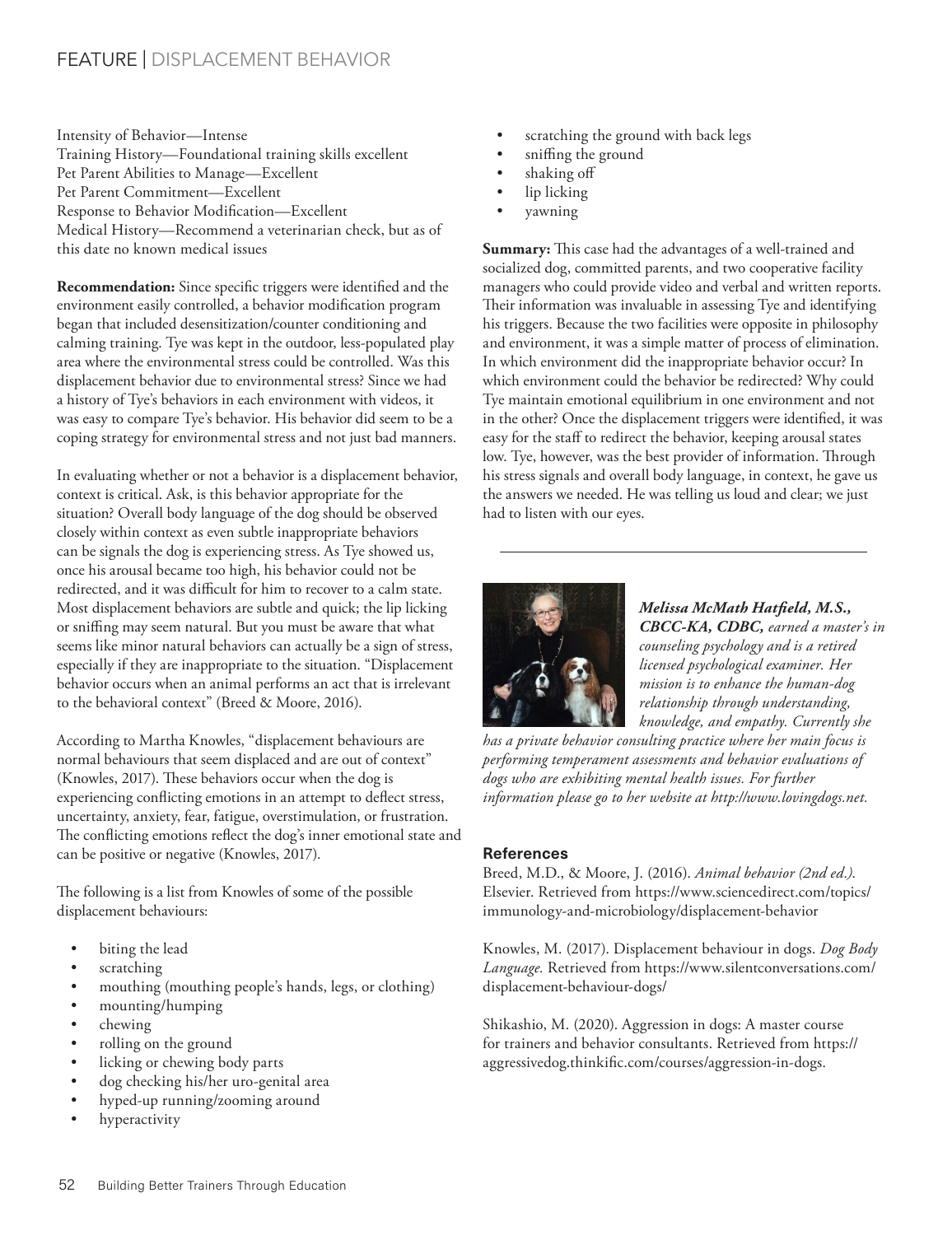Intensity of Behavior—Intense
Training History—Foundational training skills excellent
Pet Parent Abilities to Manage—Excellent
Pet Parent Commitment—Excellent
Response to Behavior Modification—Excellent
Medical History—Recommend a veterinarian check, but as of this date no known medical issues

**Recommendation:** Since specific triggers were identified and the environment easily controlled, a behavior modification program began that included desensitization/counter conditioning and calming training. Tye was kept in the outdoor, less-populated play area where the environmental stress could be controlled. Was this displacement behavior due to environmental stress? Since we had a history of Tye's behaviors in each environment with videos, it was easy to compare Tye's behavior. His behavior did seem to be a coping strategy for environmental stress and not just bad manners.

In evaluating whether or not a behavior is a displacement behavior, context is critical. Ask, is this behavior appropriate for the situation? Overall body language of the dog should be observed closely within context as even subtle inappropriate behaviors can be signals the dog is experiencing stress. As Tye showed us, once his arousal became too high, his behavior could not be redirected, and it was difficult for him to recover to a calm state. Most displacement behaviors are subtle and quick; the lip licking or sniffing may seem natural. But you must be aware that what seems like minor natural behaviors can actually be a sign of stress, especially if they are inappropriate to the situation. "Displacement behavior occurs when an animal performs an act that is irrelevant to the behavioral context" (Breed & Moore, 2016).

According to Martha Knowles, "displacement behaviours are normal behaviours that seem displaced and are out of context" (Knowles, 2017). These behaviors occur when the dog is experiencing conflicting emotions in an attempt to deflect stress, uncertainty, anxiety, fear, fatigue, overstimulation, or frustration. The conflicting emotions reflect the dog's inner emotional state and can be positive or negative (Knowles, 2017).

The following is a list from Knowles of some of the possible displacement behaviours:

- biting the lead
- scratching
- mouthing (mouthing people's hands, legs, or clothing)
- mounting/humping
- chewing
- rolling on the ground
- licking or chewing body parts
- dog checking his/her uro-genital area
- hyped-up running/zooming around
- hyperactivity
- scratching the ground with back legs
- sniffing the ground
- shaking off
- lip licking
- yawning

**Summary:** This case had the advantages of a well-trained and socialized dog, committed parents, and two cooperative facility managers who could provide video and verbal and written reports. Their information was invaluable in assessing Tye and identifying his triggers. Because the two facilities were opposite in philosophy and environment, it was a simple matter of process of elimination. In which environment did the inappropriate behavior occur? In which environment could the behavior be redirected? Why could Tye maintain emotional equilibrium in one environment and not in the other? Once the displacement triggers were identified, it was easy for the staff to redirect the behavior, keeping arousal states low. Tye, however, was the best provider of information. Through his stress signals and overall body language, in context, he gave us the answers we needed. He was telling us loud and clear; we just had to listen with our eyes.

---

***Melissa McMath Hatfield, M.S., CBCC-KA, CDBC,*** *earned a master's in counseling psychology and is a retired licensed psychological examiner. Her mission is to enhance the human-dog relationship through understanding, knowledge, and empathy. Currently she has a private behavior consulting practice where her main focus is performing temperament assessments and behavior evaluations of dogs who are exhibiting mental health issues. For further information please go to her website at http://www.lovingdogs.net.*

### References

Breed, M.D., & Moore, J. (2016). *Animal behavior (2nd ed.).* Elsevier. Retrieved from https://www.sciencedirect.com/topics/immunology-and-microbiology/displacement-behavior

Knowles, M. (2017). Displacement behaviour in dogs. *Dog Body Language.* Retrieved from https://www.silentconversations.com/displacement-behaviour-dogs/

Shikashio, M. (2020). Aggression in dogs: A master course for trainers and behavior consultants. Retrieved from https://aggressivedog.thinkific.com/courses/aggression-in-dogs.